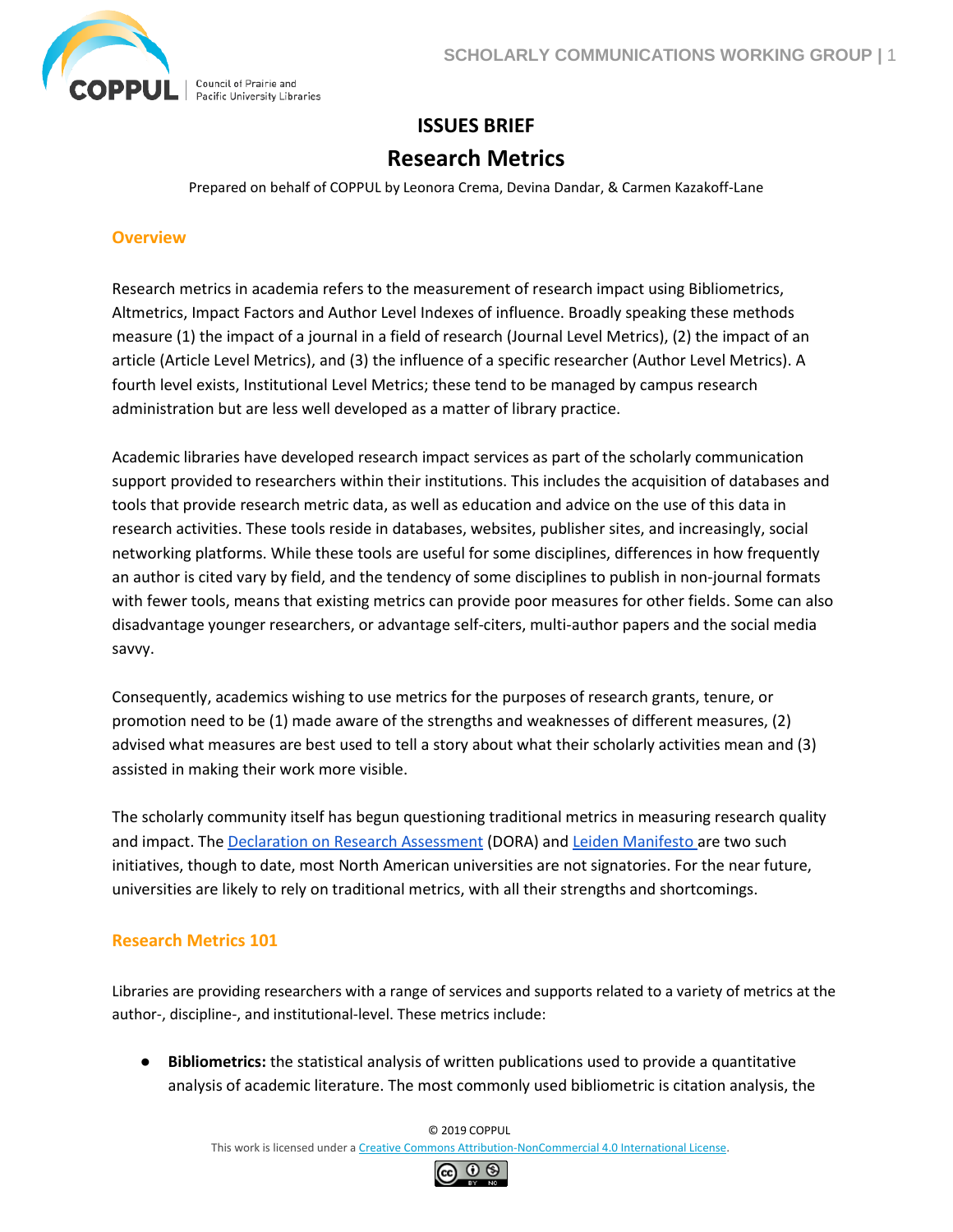# ISSUES BRIEF

# Research Metrics

Prepared on behalf of COPPUL by Leonora Crema, Devina Dandar, & Carmen Kazakoff-Lane

## Overview

Research metrics in academia refers to the measurement of research impact using Bibliometrics, Altmetrics, Impact Factors and Author Level Indexes of influence. Broadly speaking these methods measure (1) the impact of a journal in a field of research (Journal Level Metrics), (2) the impact of an article (Article Level Metrics), and (3) the influence of a specific researcher (Author Level Metrics). A fourth level exists, Institutional Level Metrics; these tend to be managed by campus research administration but are less well developed as a matter of library practice.

Academic libraries have developed research impact services as part of the scholarly communication support provided to researchers within their institutions. This includes the acquisition of databases and tools that provide research metric data, as well as education and advice on the use of this data in research activities. These tools reside in databases, websites, publisher sites, and increasingly, social networking platforms. While these tools are useful for some disciplines, differences in how frequently an author is cited vary by field, and the tendency of some disciplines to publish in non-journal formats with fewer tools, means that existing metrics can provide poor measures for other fields. Some can also disadvantage younger researchers, or advantage self-citers, multi-author papers and the social media savvy.

Consequently, academics wishing to use metrics for the purposes of research grants, tenure, or promotion need to be (1) made aware of the strengths and weaknesses of different measures, (2) advised what measures are best used to tell a story about what their scholarly activities mean and (3) assisted in making their work more visible.

The scholarly community itself has begun questioning traditional metrics in measuring research quality and impact. The Declaration on Research Assessment (DORA) and Leiden Manifesto are two such initiatives, though to date, most North American universities are not signatories. For the near future, universities are likely to rely on traditional metrics, with all their strengths and shortcomings.

## Research Metrics 101

Libraries are providing researchers with a range of services and supports related to a variety of metrics at the author-, discipline-, and institutional-level. These metrics include:

- **Bibliometrics:** the statistical analysis of written publications used to provide a quantitative analysis of academic literature. The most commonly used bibliometric is citation analysis, the

© 2019 COPPUL
This work is licensed under a Creative Commons Attribution-NonCommercial 4.0 International License.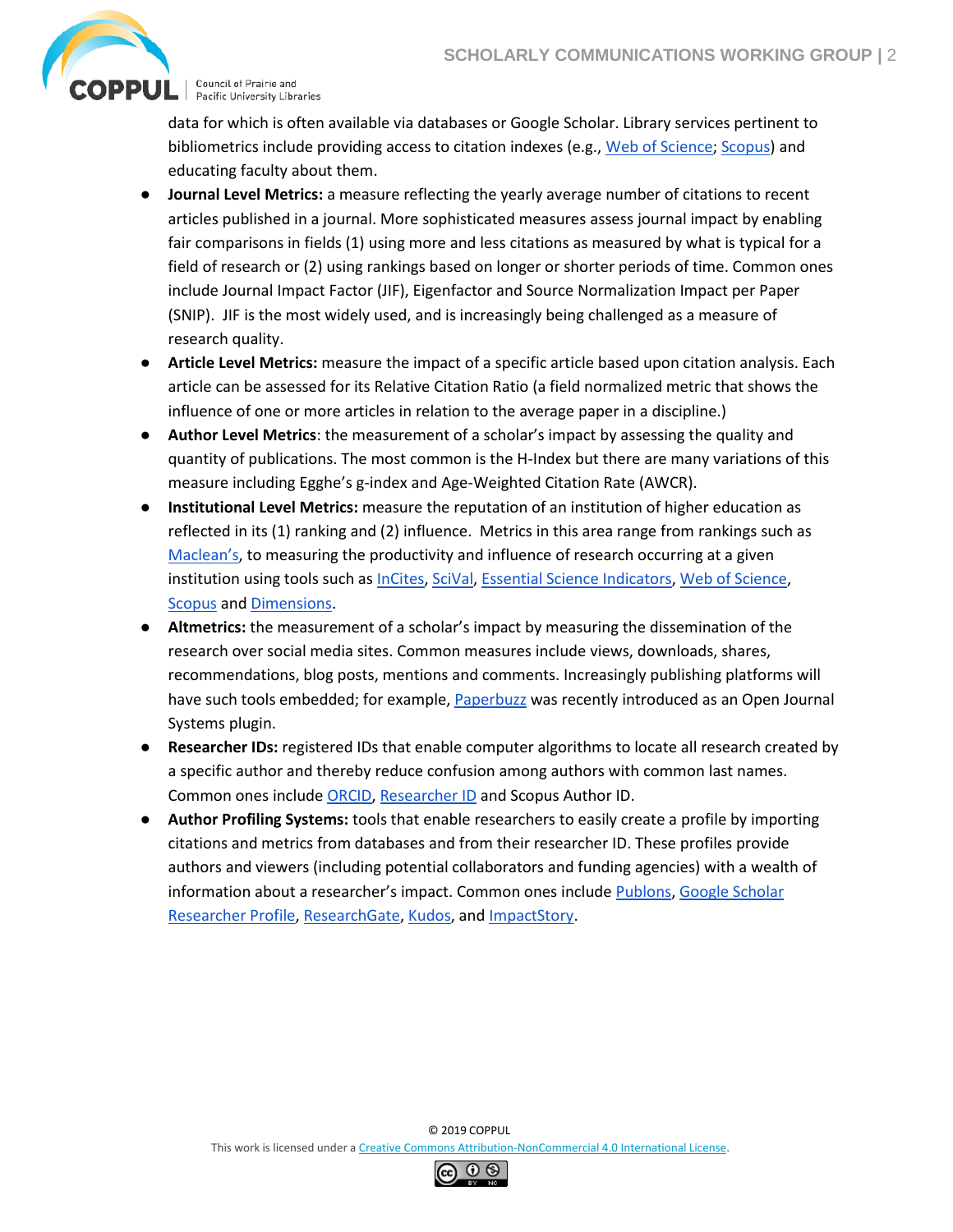data for which is often available via databases or Google Scholar. Library services pertinent to bibliometrics include providing access to citation indexes (e.g., [Web of Science](); [Scopus]()) and educating faculty about them.

- **Journal Level Metrics:** a measure reflecting the yearly average number of citations to recent articles published in a journal. More sophisticated measures assess journal impact by enabling fair comparisons in fields (1) using more and less citations as measured by what is typical for a field of research or (2) using rankings based on longer or shorter periods of time. Common ones include Journal Impact Factor (JIF), Eigenfactor and Source Normalization Impact per Paper (SNIP). JIF is the most widely used, and is increasingly being challenged as a measure of research quality.
- **Article Level Metrics:** measure the impact of a specific article based upon citation analysis. Each article can be assessed for its Relative Citation Ratio (a field normalized metric that shows the influence of one or more articles in relation to the average paper in a discipline.)
- **Author Level Metrics**: the measurement of a scholar's impact by assessing the quality and quantity of publications. The most common is the H-Index but there are many variations of this measure including Egghe's g-index and Age-Weighted Citation Rate (AWCR).
- **Institutional Level Metrics:** measure the reputation of an institution of higher education as reflected in its (1) ranking and (2) influence. Metrics in this area range from rankings such as Maclean's, to measuring the productivity and influence of research occurring at a given institution using tools such as InCites, SciVal, Essential Science Indicators, Web of Science, Scopus and Dimensions.
- **Altmetrics:** the measurement of a scholar's impact by measuring the dissemination of the research over social media sites. Common measures include views, downloads, shares, recommendations, blog posts, mentions and comments. Increasingly publishing platforms will have such tools embedded; for example, Paperbuzz was recently introduced as an Open Journal Systems plugin.
- **Researcher IDs:** registered IDs that enable computer algorithms to locate all research created by a specific author and thereby reduce confusion among authors with common last names. Common ones include ORCID, Researcher ID and Scopus Author ID.
- **Author Profiling Systems:** tools that enable researchers to easily create a profile by importing citations and metrics from databases and from their researcher ID. These profiles provide authors and viewers (including potential collaborators and funding agencies) with a wealth of information about a researcher's impact. Common ones include Publons, Google Scholar Researcher Profile, ResearchGate, Kudos, and ImpactStory.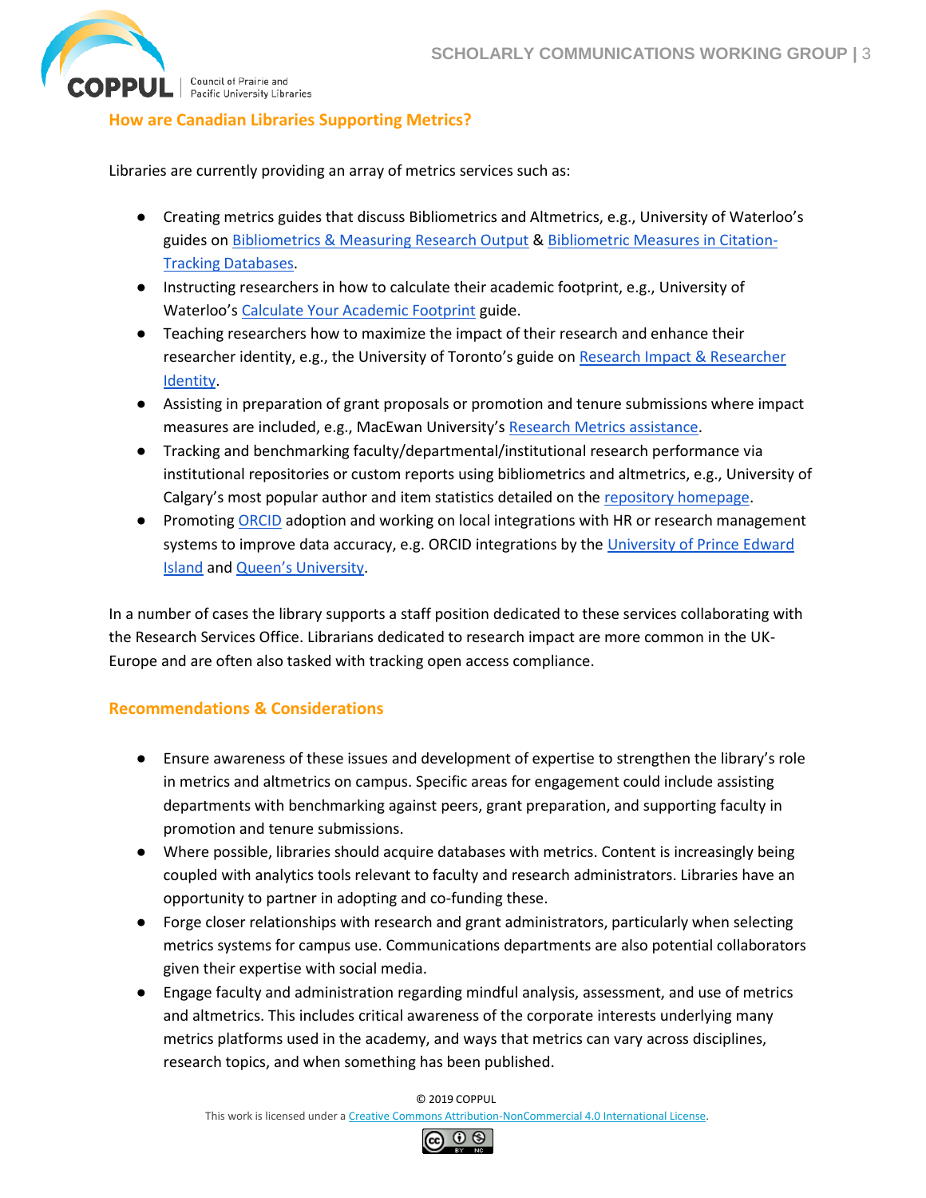## How are Canadian Libraries Supporting Metrics?

Libraries are currently providing an array of metrics services such as:

- Creating metrics guides that discuss Bibliometrics and Altmetrics, e.g., University of Waterloo's guides on Bibliometrics & Measuring Research Output & Bibliometric Measures in Citation-Tracking Databases.
- Instructing researchers in how to calculate their academic footprint, e.g., University of Waterloo's Calculate Your Academic Footprint guide.
- Teaching researchers how to maximize the impact of their research and enhance their researcher identity, e.g., the University of Toronto's guide on Research Impact & Researcher Identity.
- Assisting in preparation of grant proposals or promotion and tenure submissions where impact measures are included, e.g., MacEwan University's Research Metrics assistance.
- Tracking and benchmarking faculty/departmental/institutional research performance via institutional repositories or custom reports using bibliometrics and altmetrics, e.g., University of Calgary's most popular author and item statistics detailed on the repository homepage.
- Promoting ORCID adoption and working on local integrations with HR or research management systems to improve data accuracy, e.g. ORCID integrations by the University of Prince Edward Island and Queen's University.

In a number of cases the library supports a staff position dedicated to these services collaborating with the Research Services Office. Librarians dedicated to research impact are more common in the UK-Europe and are often also tasked with tracking open access compliance.

## Recommendations & Considerations

- Ensure awareness of these issues and development of expertise to strengthen the library's role in metrics and altmetrics on campus. Specific areas for engagement could include assisting departments with benchmarking against peers, grant preparation, and supporting faculty in promotion and tenure submissions.
- Where possible, libraries should acquire databases with metrics. Content is increasingly being coupled with analytics tools relevant to faculty and research administrators. Libraries have an opportunity to partner in adopting and co-funding these.
- Forge closer relationships with research and grant administrators, particularly when selecting metrics systems for campus use. Communications departments are also potential collaborators given their expertise with social media.
- Engage faculty and administration regarding mindful analysis, assessment, and use of metrics and altmetrics. This includes critical awareness of the corporate interests underlying many metrics platforms used in the academy, and ways that metrics can vary across disciplines, research topics, and when something has been published.

© 2019 COPPUL
This work is licensed under a Creative Commons Attribution-NonCommercial 4.0 International License.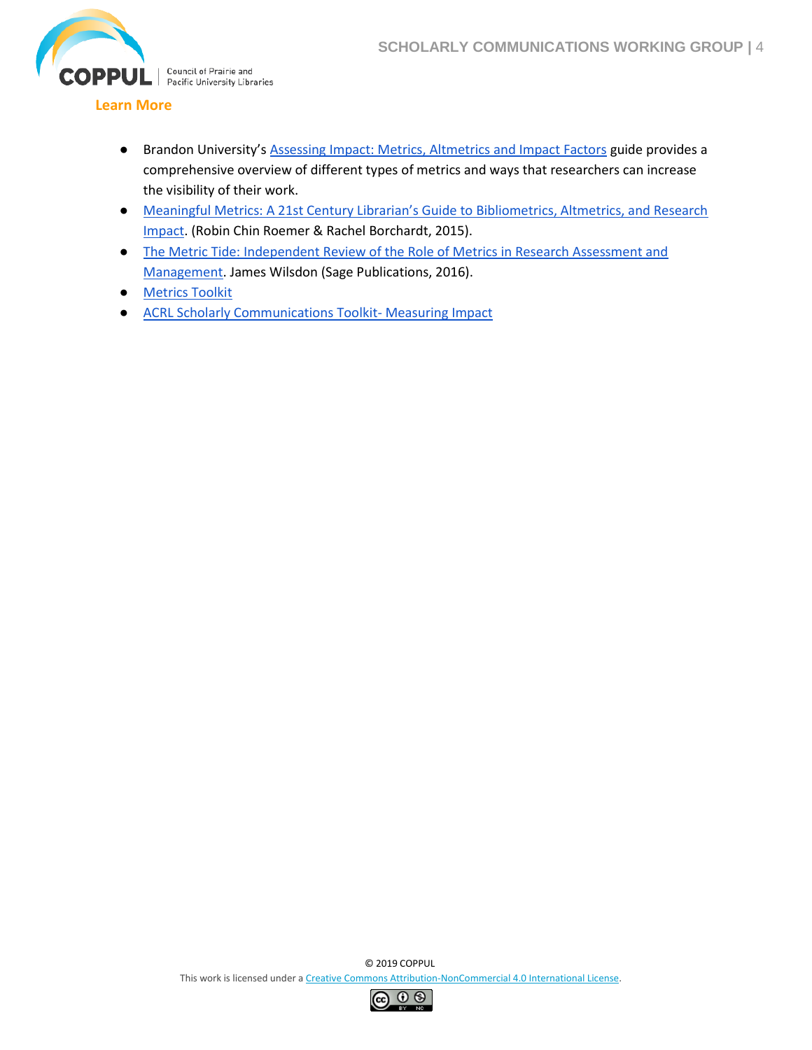## Learn More

- Brandon University's Assessing Impact: Metrics, Altmetrics and Impact Factors guide provides a comprehensive overview of different types of metrics and ways that researchers can increase the visibility of their work.
- Meaningful Metrics: A 21st Century Librarian's Guide to Bibliometrics, Altmetrics, and Research Impact. (Robin Chin Roemer & Rachel Borchardt, 2015).
- The Metric Tide: Independent Review of the Role of Metrics in Research Assessment and Management. James Wilsdon (Sage Publications, 2016).
- Metrics Toolkit
- ACRL Scholarly Communications Toolkit- Measuring Impact

© 2019 COPPUL

This work is licensed under a Creative Commons Attribution-NonCommercial 4.0 International License.